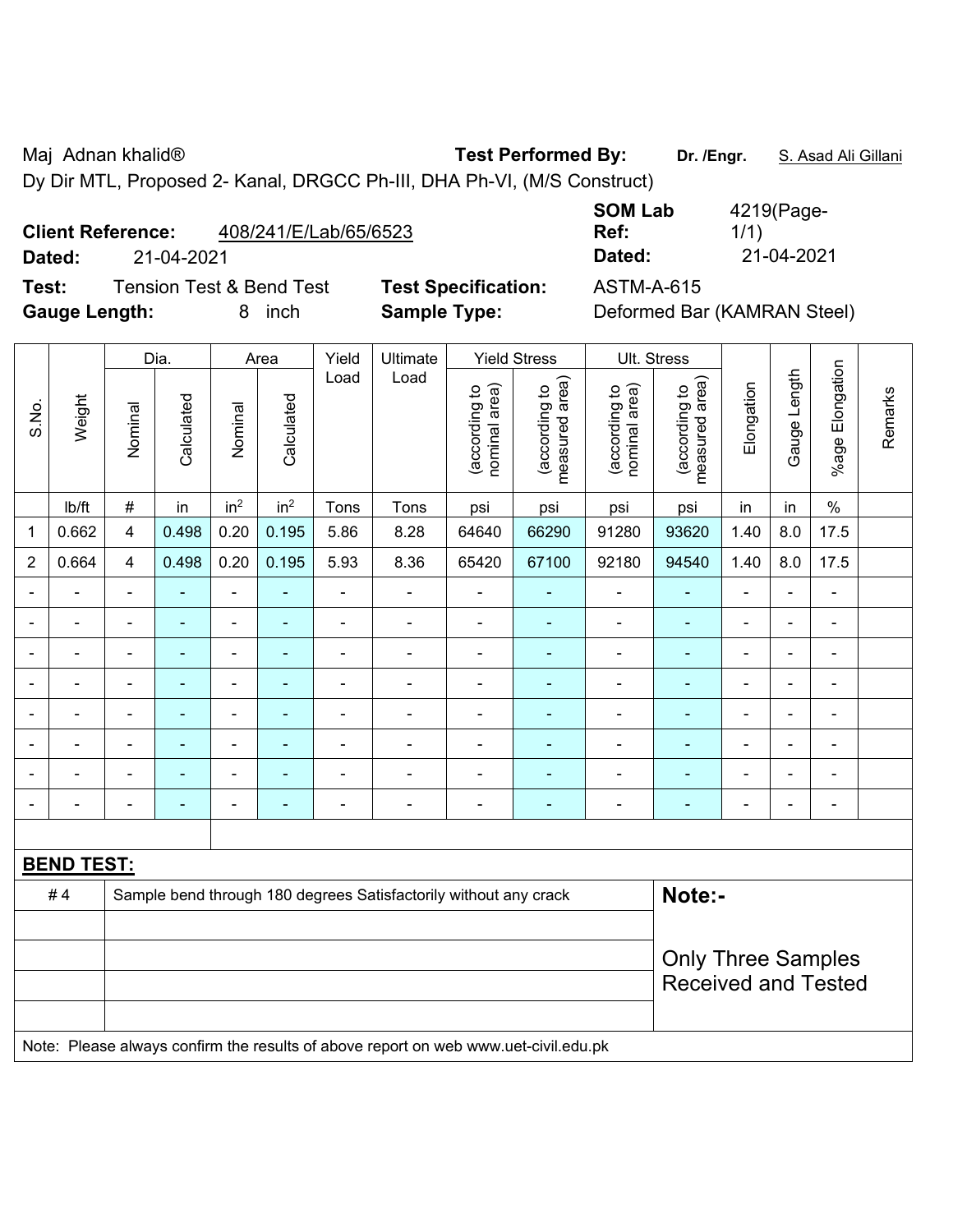Maj Adnan khalid® **Test Performed By:** **Dr. /Engr.** S. Asad Ali Gillani

Dy Dir MTL, Proposed 2- Kanal, DRGCC Ph-III, DHA Ph-VI, (M/S Construct)

**Client Reference:** 408/241/E/Lab/65/6523 **SOM Lab Ref:** 4219(Page-1/1)

**Dated:** 21-04-2021 **Dated:** 21-04-2021

**Test:** Tension Test & Bend Test **Test Specification:** ASTM-A-615

**Gauge Length:** 8 inch **Sample Type:** Deformed Bar (KAMRAN Steel)

| S.No. | Weight | Dia. | | Area | | Yield Load | Ultimate Load | Yield Stress | | Ult. Stress | | Elongation | Gauge Length | %age Elongation | Remarks |
|---|---|---|---|---|---|---|---|---|---|---|---|---|---|---|---|
| | | Nominal | Calculated | Nominal | Calculated | | | (according to nominal area) | (according to measured area) | (according to nominal area) | (according to measured area) | | | | |
| | lb/ft | # | in | in$^2$ | in$^2$ | Tons | Tons | psi | psi | psi | psi | in | in | % | |
| 1 | 0.662 | 4 | 0.498 | 0.20 | 0.195 | 5.86 | 8.28 | 64640 | 66290 | 91280 | 93620 | 1.40 | 8.0 | 17.5 | |
| 2 | 0.664 | 4 | 0.498 | 0.20 | 0.195 | 5.93 | 8.36 | 65420 | 67100 | 92180 | 94540 | 1.40 | 8.0 | 17.5 | |
| - | - | - | - | - | - | - | - | - | - | - | - | - | - | - | |
| - | - | - | - | - | - | - | - | - | - | - | - | - | - | - | |
| - | - | - | - | - | - | - | - | - | - | - | - | - | - | - | |
| - | - | - | - | - | - | - | - | - | - | - | - | - | - | - | |
| - | - | - | - | - | - | - | - | - | - | - | - | - | - | - | |
| - | - | - | - | - | - | - | - | - | - | - | - | - | - | - | |
| - | - | - | - | - | - | - | - | - | - | - | - | - | - | - | |
| - | - | - | - | - | - | - | - | - | - | - | - | - | - | - | |

**BEND TEST:**

| | | |
|---|---|---|
| # 4 | Sample bend through 180 degrees Satisfactorily without any crack | **Note:-** Only Three Samples Received and Tested |

Note: Please always confirm the results of above report on web www.uet-civil.edu.pk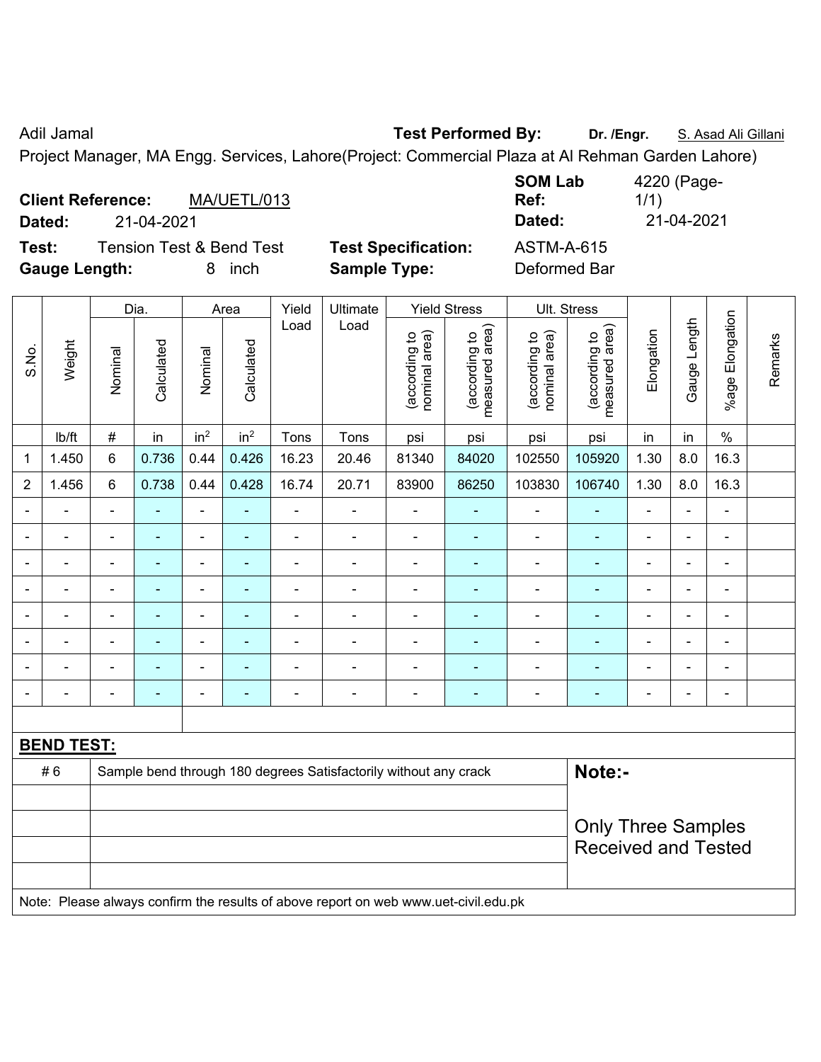Adil Jamal **Test Performed By:** **Dr. /Engr.** S. Asad Ali Gillani

Project Manager, MA Engg. Services, Lahore(Project: Commercial Plaza at Al Rehman Garden Lahore)

**Client Reference:** MA/UETL/013 **SOM Lab Ref:** 4220 (Page-1/1)

**Dated:** 21-04-2021 **Dated:** 21-04-2021

**Test:** Tension Test & Bend Test **Test Specification:** ASTM-A-615

**Gauge Length:** 8 inch **Sample Type:** Deformed Bar

| S.No. | Weight | Dia. | | Area | | Yield Load | Ultimate Load | Yield Stress | | Ult. Stress | | Elongation | Gauge Length | %age Elongation | Remarks |
|---|---|---|---|---|---|---|---|---|---|---|---|---|---|---|---|
| | | Nominal | Calculated | Nominal | Calculated | | | (according to nominal area) | (according to measured area) | (according to nominal area) | (according to measured area) | | | | |
| | lb/ft | # | in | in$^2$ | in$^2$ | Tons | Tons | psi | psi | psi | psi | in | in | % | |
| 1 | 1.450 | 6 | 0.736 | 0.44 | 0.426 | 16.23 | 20.46 | 81340 | 84020 | 102550 | 105920 | 1.30 | 8.0 | 16.3 | |
| 2 | 1.456 | 6 | 0.738 | 0.44 | 0.428 | 16.74 | 20.71 | 83900 | 86250 | 103830 | 106740 | 1.30 | 8.0 | 16.3 | |
| - | - | - | - | - | - | - | - | - | - | - | - | - | - | - | |
| - | - | - | - | - | - | - | - | - | - | - | - | - | - | - | |
| - | - | - | - | - | - | - | - | - | - | - | - | - | - | - | |
| - | - | - | - | - | - | - | - | - | - | - | - | - | - | - | |
| - | - | - | - | - | - | - | - | - | - | - | - | - | - | - | |
| - | - | - | - | - | - | - | - | - | - | - | - | - | - | - | |
| - | - | - | - | - | - | - | - | - | - | - | - | - | - | - | |
| - | - | - | - | - | - | - | - | - | - | - | - | - | - | - | |

**BEND TEST:**

| | | |
|---|---|---|
| # 6 | Sample bend through 180 degrees Satisfactorily without any crack | **Note:-** Only Three Samples Received and Tested |

Note: Please always confirm the results of above report on web www.uet-civil.edu.pk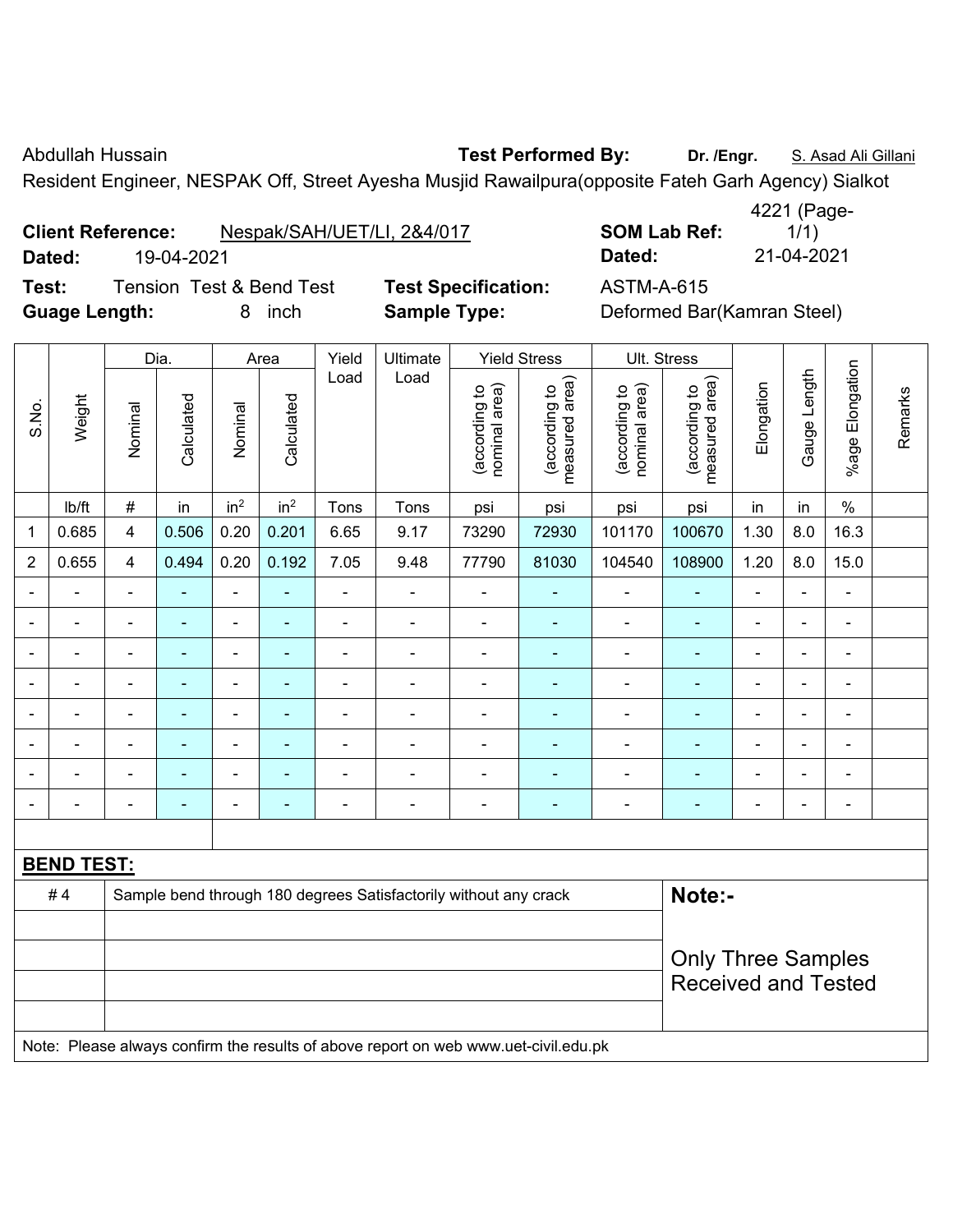Abdullah Hussain **Test Performed By:** **Dr. /Engr.** S. Asad Ali Gillani

Resident Engineer, NESPAK Off, Street Ayesha Musjid Rawailpura(opposite Fateh Garh Agency) Sialkot

**Client Reference:** Nespak/SAH/UET/LI, 2&4/017 **SOM Lab Ref:** 4221 (Page-1/1)

**Dated:** 19-04-2021 **Dated:** 21-04-2021

**Test:** Tension Test & Bend Test **Test Specification:** ASTM-A-615

**Guage Length:** 8 inch **Sample Type:** Deformed Bar(Kamran Steel)

| S.No. | Weight | Dia. | | Area | | Yield Load | Ultimate Load | Yield Stress | | Ult. Stress | | Elongation | Gauge Length | %age Elongation | Remarks |
|---|---|---|---|---|---|---|---|---|---|---|---|---|---|---|---|
| | | Nominal | Calculated | Nominal | Calculated | | | (according to nominal area) | (according to measured area) | (according to nominal area) | (according to measured area) | | | | |
| | lb/ft | # | in | in$^2$ | in$^2$ | Tons | Tons | psi | psi | psi | psi | in | in | % | |
| 1 | 0.685 | 4 | 0.506 | 0.20 | 0.201 | 6.65 | 9.17 | 73290 | 72930 | 101170 | 100670 | 1.30 | 8.0 | 16.3 | |
| 2 | 0.655 | 4 | 0.494 | 0.20 | 0.192 | 7.05 | 9.48 | 77790 | 81030 | 104540 | 108900 | 1.20 | 8.0 | 15.0 | |
| - | - | - | - | - | - | - | - | - | - | - | - | - | - | - | |
| - | - | - | - | - | - | - | - | - | - | - | - | - | - | - | |
| - | - | - | - | - | - | - | - | - | - | - | - | - | - | - | |
| - | - | - | - | - | - | - | - | - | - | - | - | - | - | - | |
| - | - | - | - | - | - | - | - | - | - | - | - | - | - | - | |
| - | - | - | - | - | - | - | - | - | - | - | - | - | - | - | |
| - | - | - | - | - | - | - | - | - | - | - | - | - | - | - | |
| - | - | - | - | - | - | - | - | - | - | - | - | - | - | - | |

**BEND TEST:**

| | | |
|---|---|---|
| # 4 | Sample bend through 180 degrees Satisfactorily without any crack | **Note:-** Only Three Samples Received and Tested |

Note: Please always confirm the results of above report on web www.uet-civil.edu.pk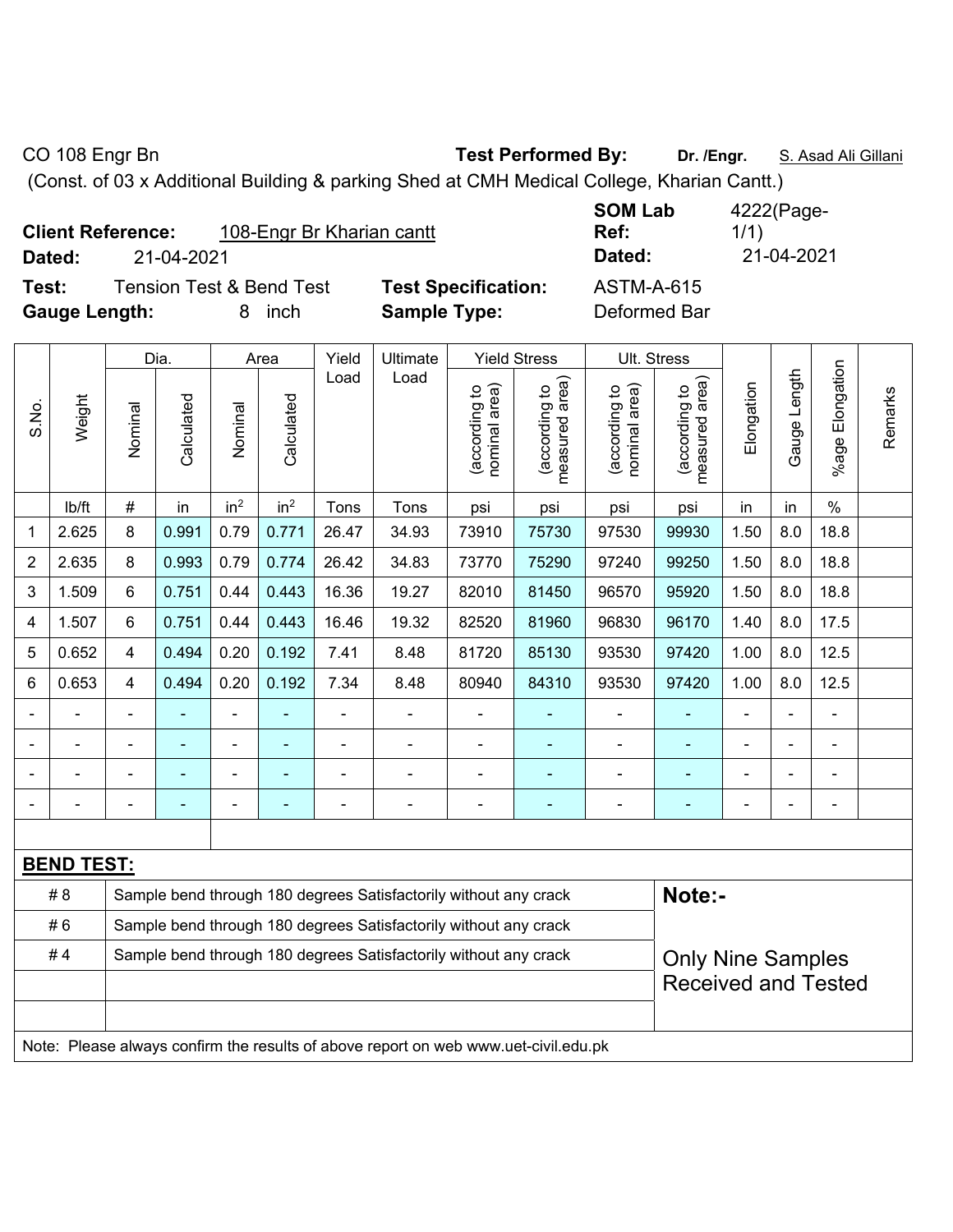CO 108 Engr Bn **Test Performed By:** **Dr. /Engr.** S. Asad Ali Gillani

(Const. of 03 x Additional Building & parking Shed at CMH Medical College, Kharian Cantt.)

**Client Reference:** 108-Engr Br Kharian cantt **SOM Lab Ref:** 4222(Page-1/1)

**Dated:** 21-04-2021 **Dated:** 21-04-2021

**Test:** Tension Test & Bend Test **Test Specification:** ASTM-A-615

**Gauge Length:** 8 inch **Sample Type:** Deformed Bar

| S.No. | Weight | Dia. | | Area | | Yield Load | Ultimate Load | Yield Stress | | Ult. Stress | | Elongation | Gauge Length | %age Elongation | Remarks |
|---|---|---|---|---|---|---|---|---|---|---|---|---|---|---|---|
| | | Nominal | Calculated | Nominal | Calculated | | | (according to nominal area) | (according to measured area) | (according to nominal area) | (according to measured area) | | | | |
| | lb/ft | # | in | $in^2$ | $in^2$ | Tons | Tons | psi | psi | psi | psi | in | in | % | |
| 1 | 2.625 | 8 | 0.991 | 0.79 | 0.771 | 26.47 | 34.93 | 73910 | 75730 | 97530 | 99930 | 1.50 | 8.0 | 18.8 | |
| 2 | 2.635 | 8 | 0.993 | 0.79 | 0.774 | 26.42 | 34.83 | 73770 | 75290 | 97240 | 99250 | 1.50 | 8.0 | 18.8 | |
| 3 | 1.509 | 6 | 0.751 | 0.44 | 0.443 | 16.36 | 19.27 | 82010 | 81450 | 96570 | 95920 | 1.50 | 8.0 | 18.8 | |
| 4 | 1.507 | 6 | 0.751 | 0.44 | 0.443 | 16.46 | 19.32 | 82520 | 81960 | 96830 | 96170 | 1.40 | 8.0 | 17.5 | |
| 5 | 0.652 | 4 | 0.494 | 0.20 | 0.192 | 7.41 | 8.48 | 81720 | 85130 | 93530 | 97420 | 1.00 | 8.0 | 12.5 | |
| 6 | 0.653 | 4 | 0.494 | 0.20 | 0.192 | 7.34 | 8.48 | 80940 | 84310 | 93530 | 97420 | 1.00 | 8.0 | 12.5 | |
| - | - | - | - | - | - | - | - | - | - | - | - | - | - | - | |
| - | - | - | - | - | - | - | - | - | - | - | - | - | - | - | |
| - | - | - | - | - | - | - | - | - | - | - | - | - | - | - | |
| - | - | - | - | - | - | - | - | - | - | - | - | - | - | - | |

**BEND TEST:**

| | | |
|---|---|---|
| # 8 | Sample bend through 180 degrees Satisfactorily without any crack | **Note:-** |
| # 6 | Sample bend through 180 degrees Satisfactorily without any crack | |
| # 4 | Sample bend through 180 degrees Satisfactorily without any crack | Only Nine Samples Received and Tested |

Note: Please always confirm the results of above report on web www.uet-civil.edu.pk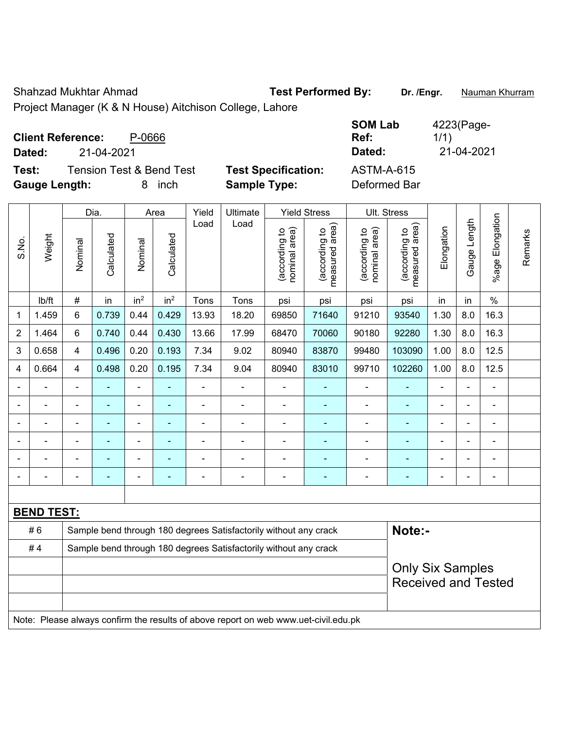Shahzad Mukhtar Ahmad

Project Manager (K & N House) Aitchison College, Lahore

**Test Performed By:** **Dr. /Engr.** Nauman Khurram

**Client Reference:** P-0666

**Dated:** 21-04-2021

**SOM Lab Ref:** 4223(Page-1/1)

**Dated:** 21-04-2021

**Test:** Tension Test & Bend Test

**Test Specification:** ASTM-A-615

**Gauge Length:** 8 inch

**Sample Type:** Deformed Bar

| S.No. | Weight | Dia. | | Area | | Yield Load | Ultimate Load | Yield Stress | | Ult. Stress | | Elongation | Gauge Length | %age Elongation | Remarks |
|---|---|---|---|---|---|---|---|---|---|---|---|---|---|---|---|
| | | Nominal | Calculated | Nominal | Calculated | | | (according to nominal area) | (according to measured area) | (according to nominal area) | (according to measured area) | | | | |
| | lb/ft | # | in | $in^2$ | $in^2$ | Tons | Tons | psi | psi | psi | psi | in | in | % | |
| 1 | 1.459 | 6 | 0.739 | 0.44 | 0.429 | 13.93 | 18.20 | 69850 | 71640 | 91210 | 93540 | 1.30 | 8.0 | 16.3 | |
| 2 | 1.464 | 6 | 0.740 | 0.44 | 0.430 | 13.66 | 17.99 | 68470 | 70060 | 90180 | 92280 | 1.30 | 8.0 | 16.3 | |
| 3 | 0.658 | 4 | 0.496 | 0.20 | 0.193 | 7.34 | 9.02 | 80940 | 83870 | 99480 | 103090 | 1.00 | 8.0 | 12.5 | |
| 4 | 0.664 | 4 | 0.498 | 0.20 | 0.195 | 7.34 | 9.04 | 80940 | 83010 | 99710 | 102260 | 1.00 | 8.0 | 12.5 | |
| - | - | - | - | - | - | - | - | - | - | - | - | - | - | - | |
| - | - | - | - | - | - | - | - | - | - | - | - | - | - | - | |
| - | - | - | - | - | - | - | - | - | - | - | - | - | - | - | |
| - | - | - | - | - | - | - | - | - | - | - | - | - | - | - | |
| - | - | - | - | - | - | - | - | - | - | - | - | - | - | - | |
| - | - | - | - | - | - | - | - | - | - | - | - | - | - | - | |

**BEND TEST:**

| | | |
|---|---|---|
| # 6 | Sample bend through 180 degrees Satisfactorily without any crack | **Note:-** |
| # 4 | Sample bend through 180 degrees Satisfactorily without any crack | |
| | | Only Six Samples Received and Tested |

Note: Please always confirm the results of above report on web www.uet-civil.edu.pk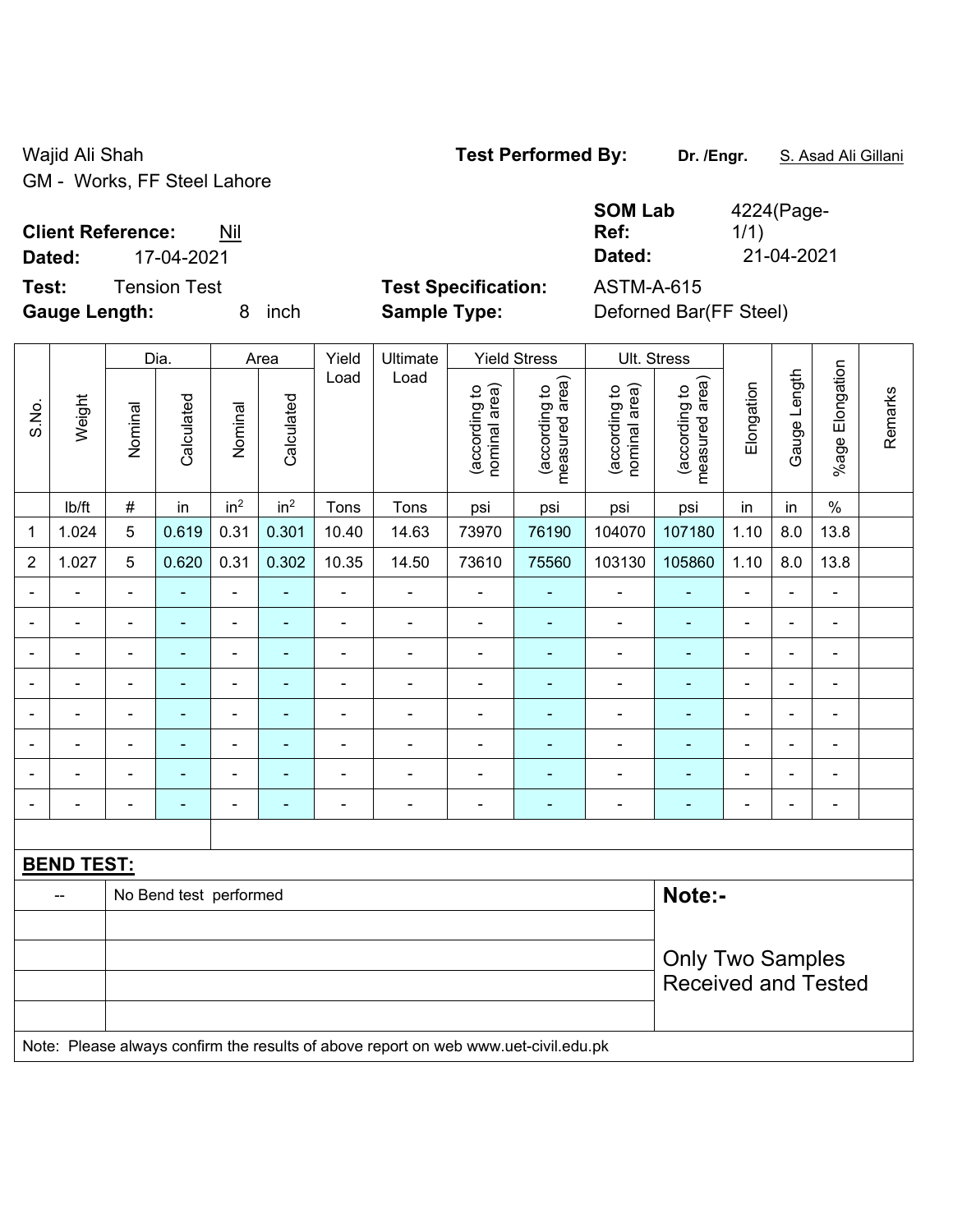Wajid Ali Shah
GM - Works, FF Steel Lahore

**Test Performed By:** **Dr. /Engr.** S. Asad Ali Gillani

**Client Reference:** Nil
**Dated:** 17-04-2021

**SOM Lab Ref:** 4224(Page-1/1)
**Dated:** 21-04-2021

**Test:** Tension Test
**Gauge Length:** 8 inch

**Test Specification:** ASTM-A-615
**Sample Type:** Deforned Bar(FF Steel)

| S.No. | Weight | Dia. | | Area | | Yield Load | Ultimate Load | Yield Stress | | Ult. Stress | | Elongation | Gauge Length | %age Elongation | Remarks |
|---|---|---|---|---|---|---|---|---|---|---|---|---|---|---|---|
| | | Nominal | Calculated | Nominal | Calculated | | | (according to nominal area) | (according to measured area) | (according to nominal area) | (according to measured area) | | | | |
| | lb/ft | # | in | in$^2$ | in$^2$ | Tons | Tons | psi | psi | psi | psi | in | in | % | |
| 1 | 1.024 | 5 | 0.619 | 0.31 | 0.301 | 10.40 | 14.63 | 73970 | 76190 | 104070 | 107180 | 1.10 | 8.0 | 13.8 | |
| 2 | 1.027 | 5 | 0.620 | 0.31 | 0.302 | 10.35 | 14.50 | 73610 | 75560 | 103130 | 105860 | 1.10 | 8.0 | 13.8 | |
| - | - | - | - | - | - | - | - | - | - | - | - | - | - | - | |
| - | - | - | - | - | - | - | - | - | - | - | - | - | - | - | |
| - | - | - | - | - | - | - | - | - | - | - | - | - | - | - | |
| - | - | - | - | - | - | - | - | - | - | - | - | - | - | - | |
| - | - | - | - | - | - | - | - | - | - | - | - | - | - | - | |
| - | - | - | - | - | - | - | - | - | - | - | - | - | - | - | |
| - | - | - | - | - | - | - | - | - | - | - | - | - | - | - | |
| - | - | - | - | - | - | - | - | - | - | - | - | - | - | - | |

**BEND TEST:**

| | | |
|---|---|---|
| -- | No Bend test performed | **Note:-** |
| | | Only Two Samples Received and Tested |

Note: Please always confirm the results of above report on web www.uet-civil.edu.pk